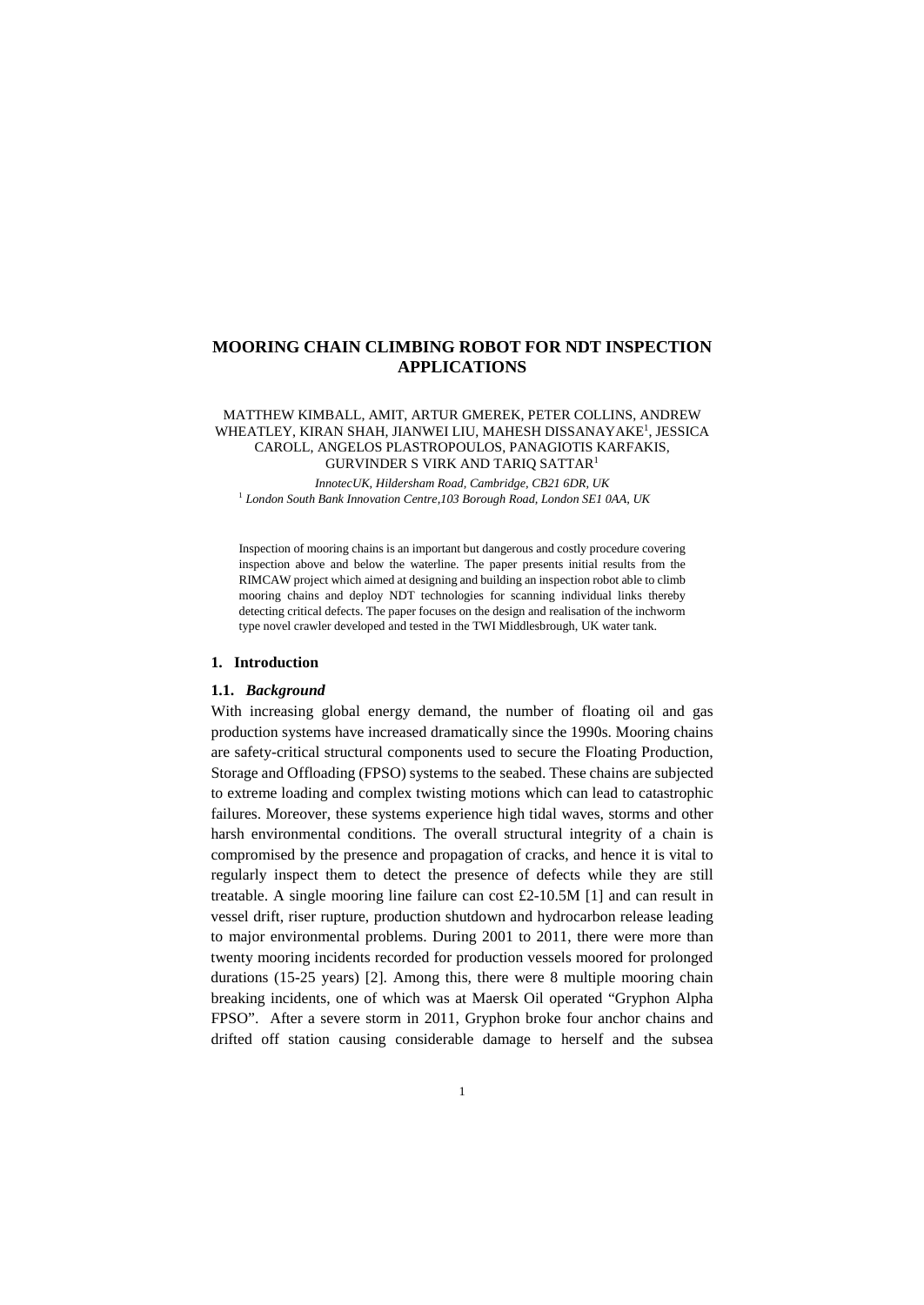# MOORING CHAIN CLIMBING ROBOT FOR NDT INSPECTION APPLICATIONS

MATTHEW KIMBALL, AMIT, ARTUR GMEREK, PETER COLLINS, ANDREW WHEATLEY, KIRAN SHAH, JIANWEI LIU, MAHESH DISSANAYAKE[1], JESSICA CAROLL, ANGELOS PLASTROPOULOS, PANAGIOTIS KARFAKIS, GURVINDER S VIRK AND TARIQ SATTAR[1]

*InnotecUK, Hildersham Road, Cambridge, CB21 6DR, UK*
[1] *London South Bank Innovation Centre,103 Borough Road, London SE1 0AA, UK*

Inspection of mooring chains is an important but dangerous and costly procedure covering inspection above and below the waterline. The paper presents initial results from the RIMCAW project which aimed at designing and building an inspection robot able to climb mooring chains and deploy NDT technologies for scanning individual links thereby detecting critical defects. The paper focuses on the design and realisation of the inchworm type novel crawler developed and tested in the TWI Middlesbrough, UK water tank.

## 1. Introduction

### 1.1. *Background*

With increasing global energy demand, the number of floating oil and gas production systems have increased dramatically since the 1990s. Mooring chains are safety-critical structural components used to secure the Floating Production, Storage and Offloading (FPSO) systems to the seabed. These chains are subjected to extreme loading and complex twisting motions which can lead to catastrophic failures. Moreover, these systems experience high tidal waves, storms and other harsh environmental conditions. The overall structural integrity of a chain is compromised by the presence and propagation of cracks, and hence it is vital to regularly inspect them to detect the presence of defects while they are still treatable. A single mooring line failure can cost £2-10.5M [1] and can result in vessel drift, riser rupture, production shutdown and hydrocarbon release leading to major environmental problems. During 2001 to 2011, there were more than twenty mooring incidents recorded for production vessels moored for prolonged durations (15-25 years) [2]. Among this, there were 8 multiple mooring chain breaking incidents, one of which was at Maersk Oil operated "Gryphon Alpha FPSO". After a severe storm in 2011, Gryphon broke four anchor chains and drifted off station causing considerable damage to herself and the subsea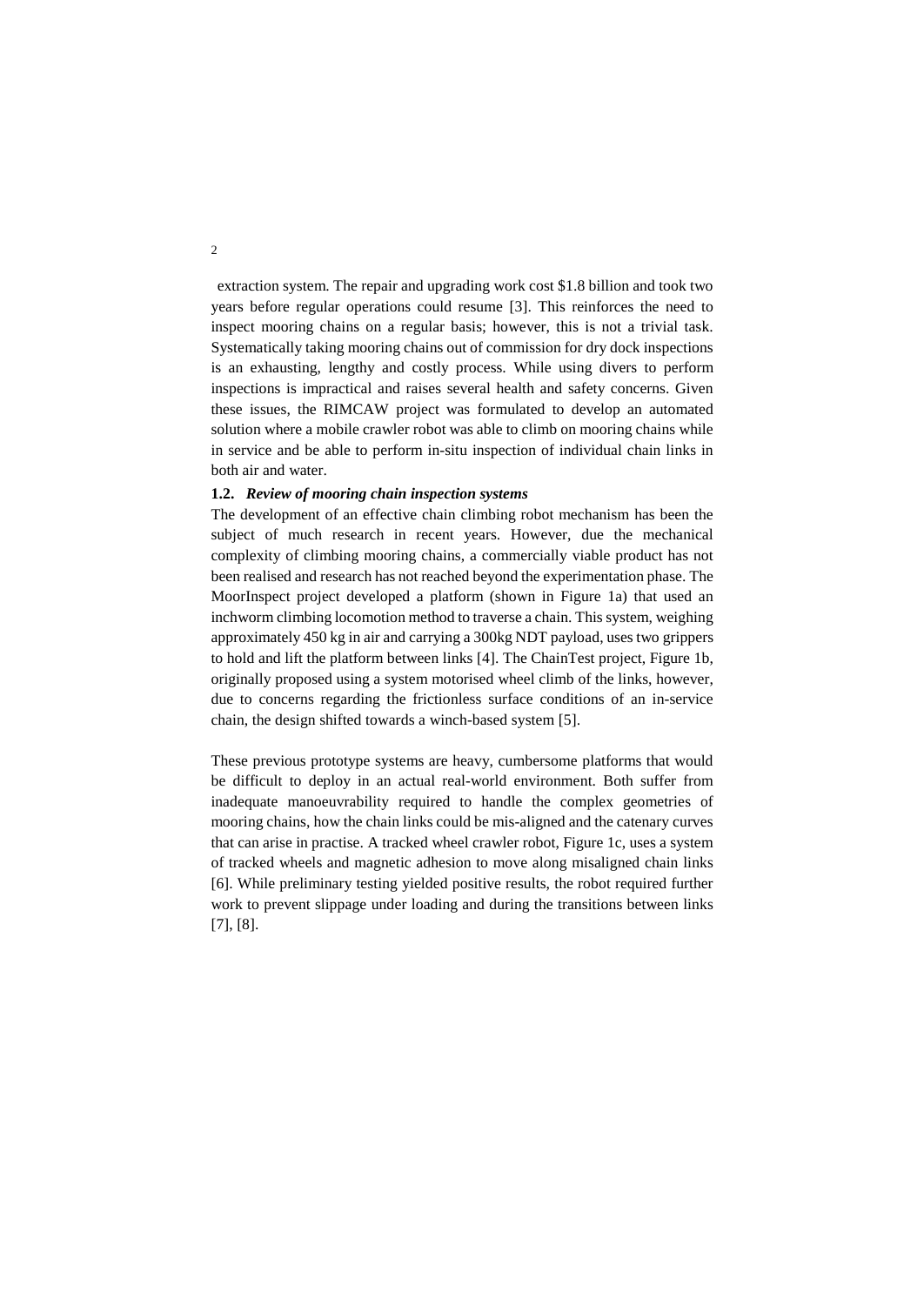extraction system. The repair and upgrading work cost $1.8 billion and took two years before regular operations could resume [3]. This reinforces the need to inspect mooring chains on a regular basis; however, this is not a trivial task. Systematically taking mooring chains out of commission for dry dock inspections is an exhausting, lengthy and costly process. While using divers to perform inspections is impractical and raises several health and safety concerns. Given these issues, the RIMCAW project was formulated to develop an automated solution where a mobile crawler robot was able to climb on mooring chains while in service and be able to perform in-situ inspection of individual chain links in both air and water.

### 1.2. *Review of mooring chain inspection systems*

The development of an effective chain climbing robot mechanism has been the subject of much research in recent years. However, due the mechanical complexity of climbing mooring chains, a commercially viable product has not been realised and research has not reached beyond the experimentation phase. The MoorInspect project developed a platform (shown in Figure 1a) that used an inchworm climbing locomotion method to traverse a chain. This system, weighing approximately 450 kg in air and carrying a 300kg NDT payload, uses two grippers to hold and lift the platform between links [4]. The ChainTest project, Figure 1b, originally proposed using a system motorised wheel climb of the links, however, due to concerns regarding the frictionless surface conditions of an in-service chain, the design shifted towards a winch-based system [5].

These previous prototype systems are heavy, cumbersome platforms that would be difficult to deploy in an actual real-world environment. Both suffer from inadequate manoeuvrability required to handle the complex geometries of mooring chains, how the chain links could be mis-aligned and the catenary curves that can arise in practise. A tracked wheel crawler robot, Figure 1c, uses a system of tracked wheels and magnetic adhesion to move along misaligned chain links [6]. While preliminary testing yielded positive results, the robot required further work to prevent slippage under loading and during the transitions between links [7], [8].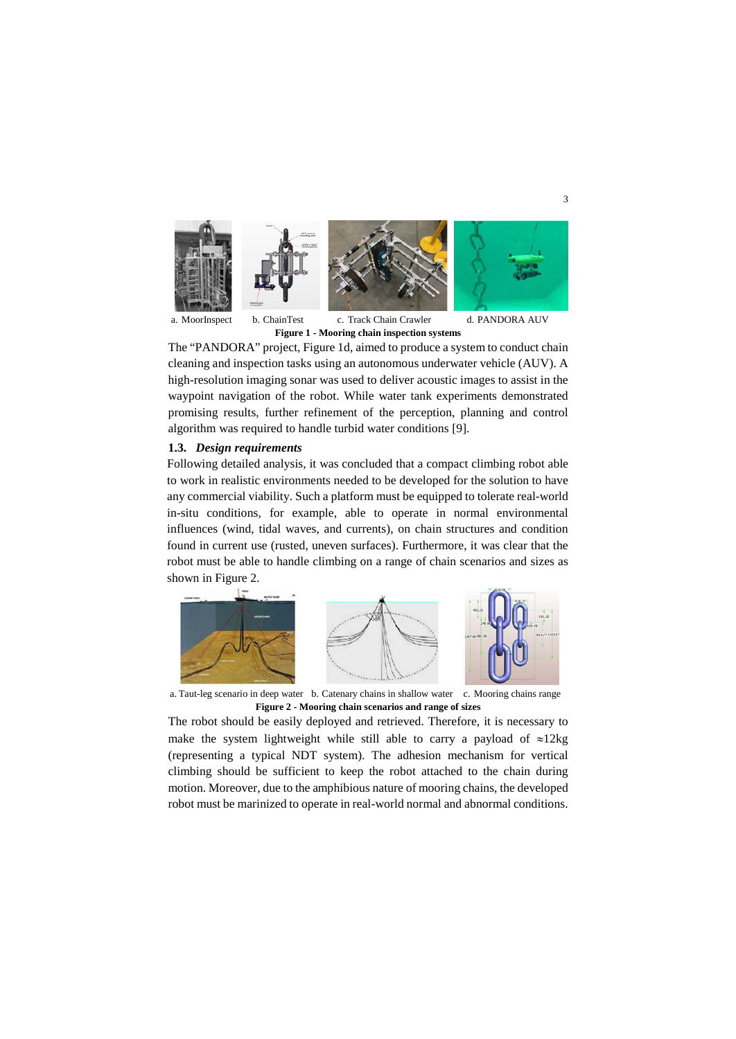a. MoorInspect b. ChainTest c. Track Chain Crawler d. PANDORA AUV

**Figure 1 - Mooring chain inspection systems**

The "PANDORA" project, Figure 1d, aimed to produce a system to conduct chain cleaning and inspection tasks using an autonomous underwater vehicle (AUV). A high-resolution imaging sonar was used to deliver acoustic images to assist in the waypoint navigation of the robot. While water tank experiments demonstrated promising results, further refinement of the perception, planning and control algorithm was required to handle turbid water conditions [9].

### 1.3. *Design requirements*

Following detailed analysis, it was concluded that a compact climbing robot able to work in realistic environments needed to be developed for the solution to have any commercial viability. Such a platform must be equipped to tolerate real-world in-situ conditions, for example, able to operate in normal environmental influences (wind, tidal waves, and currents), on chain structures and condition found in current use (rusted, uneven surfaces). Furthermore, it was clear that the robot must be able to handle climbing on a range of chain scenarios and sizes as shown in Figure 2.

a. Taut-leg scenario in deep water b. Catenary chains in shallow water c. Mooring chains range

**Figure 2 - Mooring chain scenarios and range of sizes**

The robot should be easily deployed and retrieved. Therefore, it is necessary to make the system lightweight while still able to carry a payload of $\approx$12kg (representing a typical NDT system). The adhesion mechanism for vertical climbing should be sufficient to keep the robot attached to the chain during motion. Moreover, due to the amphibious nature of mooring chains, the developed robot must be marinized to operate in real-world normal and abnormal conditions.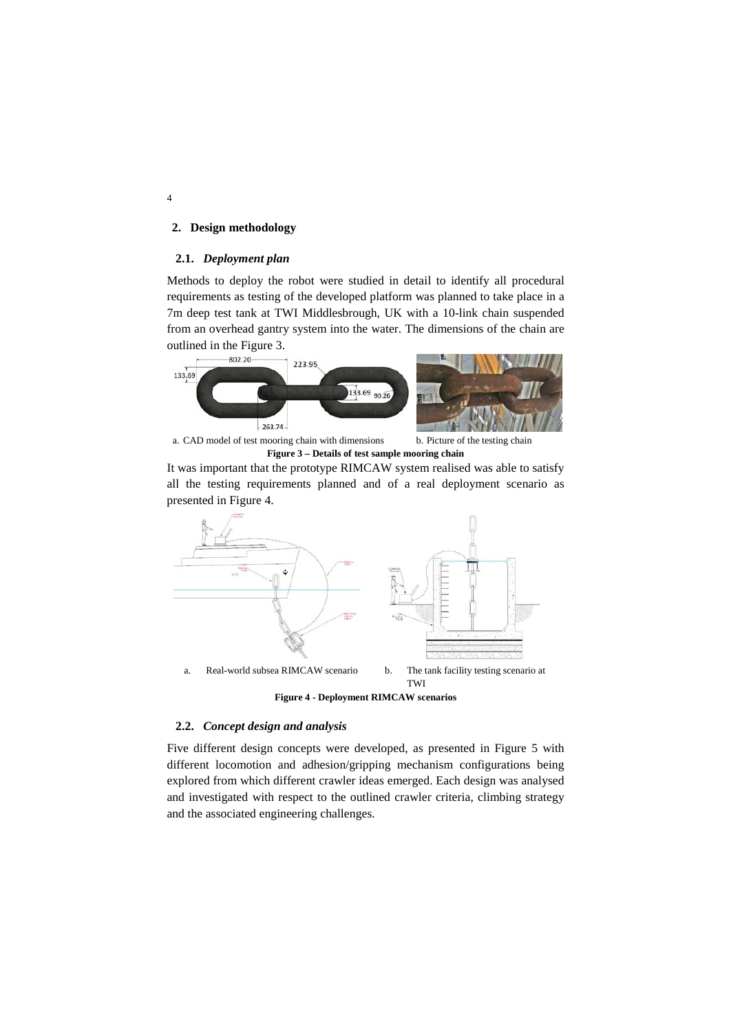## 2. Design methodology

### 2.1. *Deployment plan*

Methods to deploy the robot were studied in detail to identify all procedural requirements as testing of the developed platform was planned to take place in a 7m deep test tank at TWI Middlesbrough, UK with a 10-link chain suspended from an overhead gantry system into the water. The dimensions of the chain are outlined in the Figure 3.

a. CAD model of test mooring chain with dimensions    b. Picture of the testing chain

**Figure 3 – Details of test sample mooring chain**

It was important that the prototype RIMCAW system realised was able to satisfy all the testing requirements planned and of a real deployment scenario as presented in Figure 4.

a. Real-world subsea RIMCAW scenario    b. The tank facility testing scenario at TWI

**Figure 4 - Deployment RIMCAW scenarios**

### 2.2. *Concept design and analysis*

Five different design concepts were developed, as presented in Figure 5 with different locomotion and adhesion/gripping mechanism configurations being explored from which different crawler ideas emerged. Each design was analysed and investigated with respect to the outlined crawler criteria, climbing strategy and the associated engineering challenges.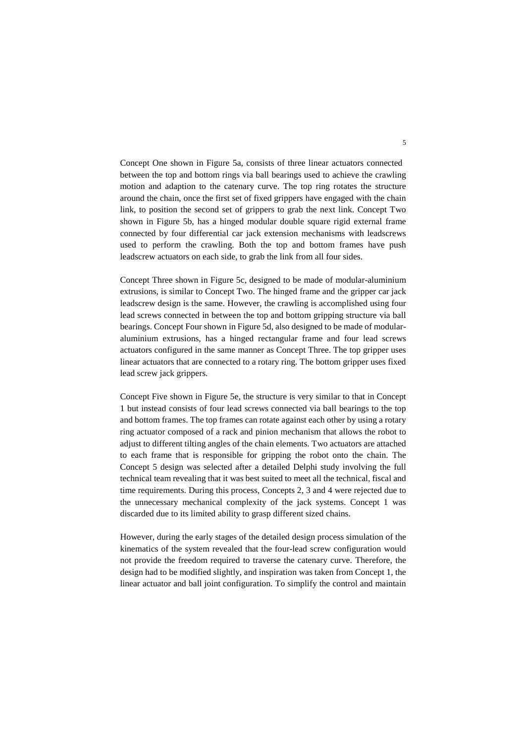Concept One shown in Figure 5a, consists of three linear actuators connected between the top and bottom rings via ball bearings used to achieve the crawling motion and adaption to the catenary curve. The top ring rotates the structure around the chain, once the first set of fixed grippers have engaged with the chain link, to position the second set of grippers to grab the next link. Concept Two shown in Figure 5b, has a hinged modular double square rigid external frame connected by four differential car jack extension mechanisms with leadscrews used to perform the crawling. Both the top and bottom frames have push leadscrew actuators on each side, to grab the link from all four sides.

Concept Three shown in Figure 5c, designed to be made of modular-aluminium extrusions, is similar to Concept Two. The hinged frame and the gripper car jack leadscrew design is the same. However, the crawling is accomplished using four lead screws connected in between the top and bottom gripping structure via ball bearings. Concept Four shown in Figure 5d, also designed to be made of modular-aluminium extrusions, has a hinged rectangular frame and four lead screws actuators configured in the same manner as Concept Three. The top gripper uses linear actuators that are connected to a rotary ring. The bottom gripper uses fixed lead screw jack grippers.

Concept Five shown in Figure 5e, the structure is very similar to that in Concept 1 but instead consists of four lead screws connected via ball bearings to the top and bottom frames. The top frames can rotate against each other by using a rotary ring actuator composed of a rack and pinion mechanism that allows the robot to adjust to different tilting angles of the chain elements. Two actuators are attached to each frame that is responsible for gripping the robot onto the chain. The Concept 5 design was selected after a detailed Delphi study involving the full technical team revealing that it was best suited to meet all the technical, fiscal and time requirements. During this process, Concepts 2, 3 and 4 were rejected due to the unnecessary mechanical complexity of the jack systems. Concept 1 was discarded due to its limited ability to grasp different sized chains.

However, during the early stages of the detailed design process simulation of the kinematics of the system revealed that the four-lead screw configuration would not provide the freedom required to traverse the catenary curve. Therefore, the design had to be modified slightly, and inspiration was taken from Concept 1, the linear actuator and ball joint configuration. To simplify the control and maintain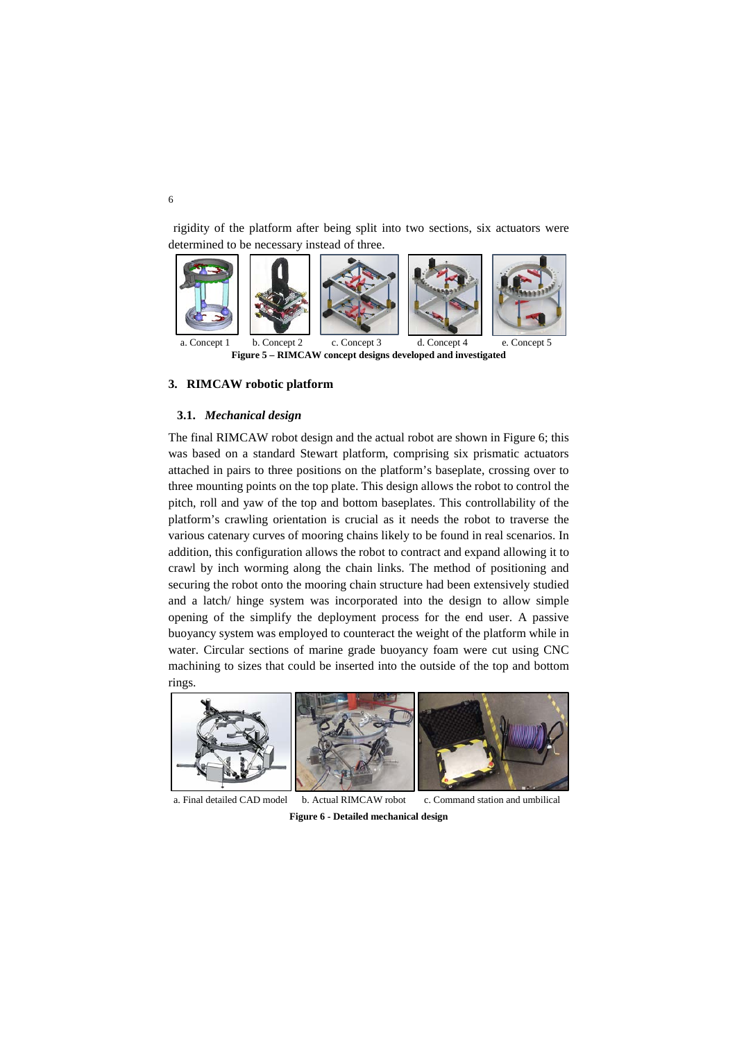rigidity of the platform after being split into two sections, six actuators were determined to be necessary instead of three.

a. Concept 1 b. Concept 2 c. Concept 3 d. Concept 4 e. Concept 5

**Figure 5 – RIMCAW concept designs developed and investigated**

## 3. RIMCAW robotic platform

### 3.1. *Mechanical design*

The final RIMCAW robot design and the actual robot are shown in Figure 6; this was based on a standard Stewart platform, comprising six prismatic actuators attached in pairs to three positions on the platform's baseplate, crossing over to three mounting points on the top plate. This design allows the robot to control the pitch, roll and yaw of the top and bottom baseplates. This controllability of the platform's crawling orientation is crucial as it needs the robot to traverse the various catenary curves of mooring chains likely to be found in real scenarios. In addition, this configuration allows the robot to contract and expand allowing it to crawl by inch worming along the chain links. The method of positioning and securing the robot onto the mooring chain structure had been extensively studied and a latch/ hinge system was incorporated into the design to allow simple opening of the simplify the deployment process for the end user. A passive buoyancy system was employed to counteract the weight of the platform while in water. Circular sections of marine grade buoyancy foam were cut using CNC machining to sizes that could be inserted into the outside of the top and bottom rings.

a. Final detailed CAD model b. Actual RIMCAW robot c. Command station and umbilical

**Figure 6 - Detailed mechanical design**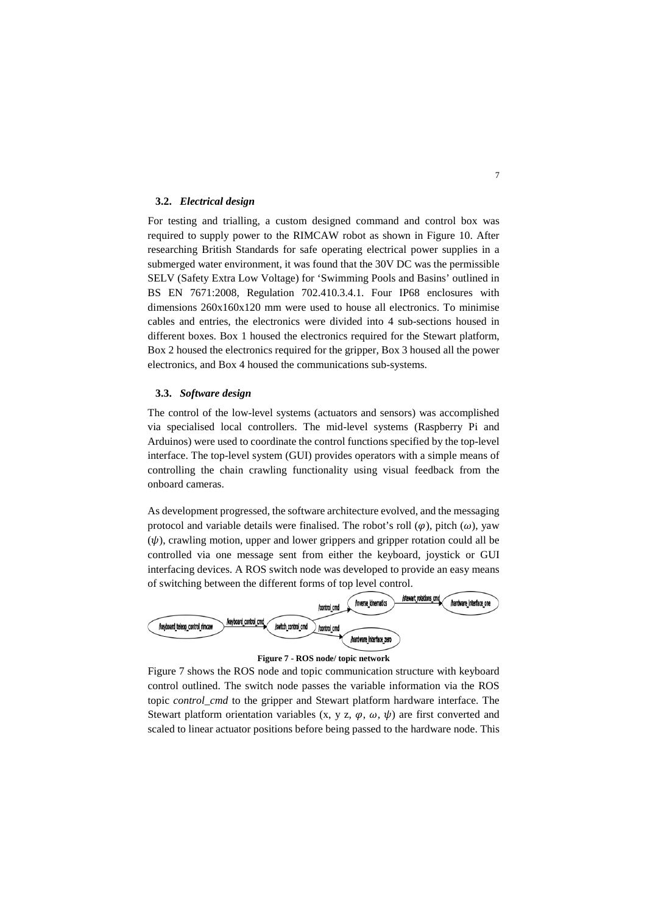### 3.2. *Electrical design*

For testing and trialling, a custom designed command and control box was required to supply power to the RIMCAW robot as shown in Figure 10. After researching British Standards for safe operating electrical power supplies in a submerged water environment, it was found that the 30V DC was the permissible SELV (Safety Extra Low Voltage) for 'Swimming Pools and Basins' outlined in BS EN 7671:2008, Regulation 702.410.3.4.1. Four IP68 enclosures with dimensions 260x160x120 mm were used to house all electronics. To minimise cables and entries, the electronics were divided into 4 sub-sections housed in different boxes. Box 1 housed the electronics required for the Stewart platform, Box 2 housed the electronics required for the gripper, Box 3 housed all the power electronics, and Box 4 housed the communications sub-systems.

### 3.3. *Software design*

The control of the low-level systems (actuators and sensors) was accomplished via specialised local controllers. The mid-level systems (Raspberry Pi and Arduinos) were used to coordinate the control functions specified by the top-level interface. The top-level system (GUI) provides operators with a simple means of controlling the chain crawling functionality using visual feedback from the onboard cameras.

As development progressed, the software architecture evolved, and the messaging protocol and variable details were finalised. The robot's roll ($\varphi$), pitch ($\omega$), yaw ($\psi$), crawling motion, upper and lower grippers and gripper rotation could all be controlled via one message sent from either the keyboard, joystick or GUI interfacing devices. A ROS switch node was developed to provide an easy means of switching between the different forms of top level control.

/keyboard_teleop_control_rimcaw → /keyboard_control_cmd → /switch_control_cmd → /control_cmd → /inverse_kinematics → /stewart_rotations_cmd → /hardware_interface_one

/switch_control_cmd → /control_cmd → /hardware_interface_zero

**Figure 7 - ROS node/ topic network**

Figure 7 shows the ROS node and topic communication structure with keyboard control outlined. The switch node passes the variable information via the ROS topic *control_cmd* to the gripper and Stewart platform hardware interface. The Stewart platform orientation variables (x, y z, $\varphi$, $\omega$, $\psi$) are first converted and scaled to linear actuator positions before being passed to the hardware node. This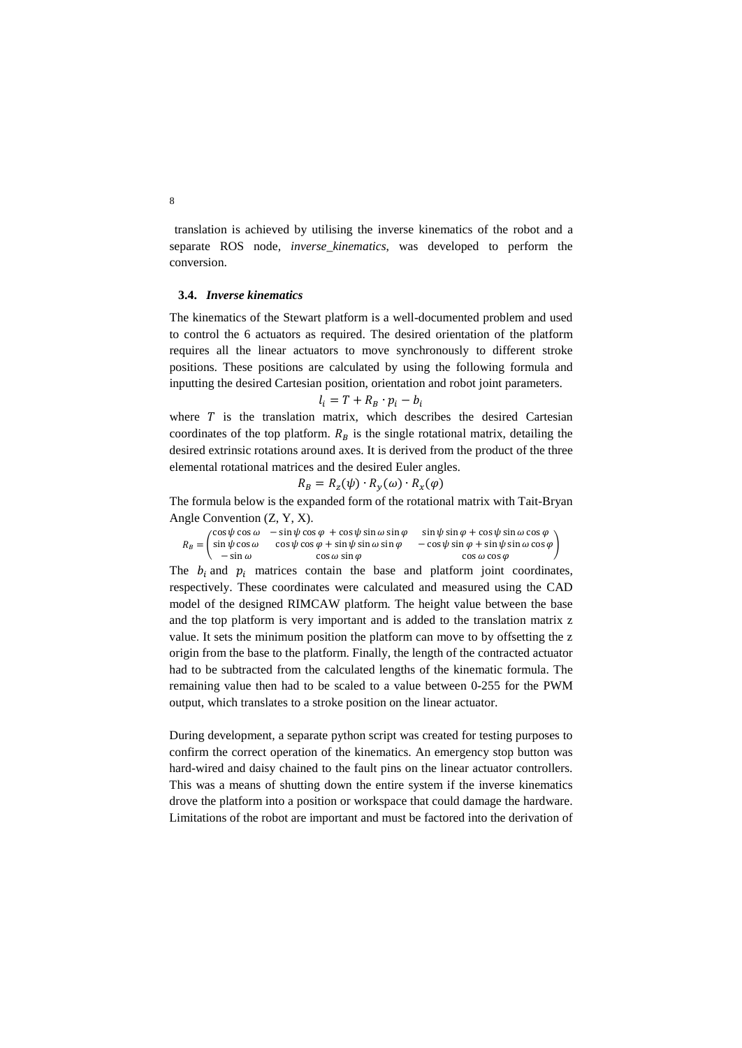translation is achieved by utilising the inverse kinematics of the robot and a separate ROS node, *inverse_kinematics*, was developed to perform the conversion.

### 3.4. *Inverse kinematics*

The kinematics of the Stewart platform is a well-documented problem and used to control the 6 actuators as required. The desired orientation of the platform requires all the linear actuators to move synchronously to different stroke positions. These positions are calculated by using the following formula and inputting the desired Cartesian position, orientation and robot joint parameters.

$$l_i = T + R_B \cdot p_i - b_i$$

where $T$ is the translation matrix, which describes the desired Cartesian coordinates of the top platform. $R_B$ is the single rotational matrix, detailing the desired extrinsic rotations around axes. It is derived from the product of the three elemental rotational matrices and the desired Euler angles.

$$R_B = R_z(\psi) \cdot R_y(\omega) \cdot R_x(\varphi)$$

The formula below is the expanded form of the rotational matrix with Tait-Bryan Angle Convention (Z, Y, X).

$$R_B = \begin{pmatrix} \cos\psi\cos\omega & -\sin\psi\cos\varphi + \cos\psi\sin\omega\sin\varphi & \sin\psi\sin\varphi + \cos\psi\sin\omega\cos\varphi \\ \sin\psi\cos\omega & \cos\psi\cos\varphi + \sin\psi\sin\omega\sin\varphi & -\cos\psi\sin\varphi + \sin\psi\sin\omega\cos\varphi \\ -\sin\omega & \cos\omega\sin\varphi & \cos\omega\cos\varphi \end{pmatrix}$$

The $b_i$ and $p_i$ matrices contain the base and platform joint coordinates, respectively. These coordinates were calculated and measured using the CAD model of the designed RIMCAW platform. The height value between the base and the top platform is very important and is added to the translation matrix z value. It sets the minimum position the platform can move to by offsetting the z origin from the base to the platform. Finally, the length of the contracted actuator had to be subtracted from the calculated lengths of the kinematic formula. The remaining value then had to be scaled to a value between 0-255 for the PWM output, which translates to a stroke position on the linear actuator.

During development, a separate python script was created for testing purposes to confirm the correct operation of the kinematics. An emergency stop button was hard-wired and daisy chained to the fault pins on the linear actuator controllers. This was a means of shutting down the entire system if the inverse kinematics drove the platform into a position or workspace that could damage the hardware. Limitations of the robot are important and must be factored into the derivation of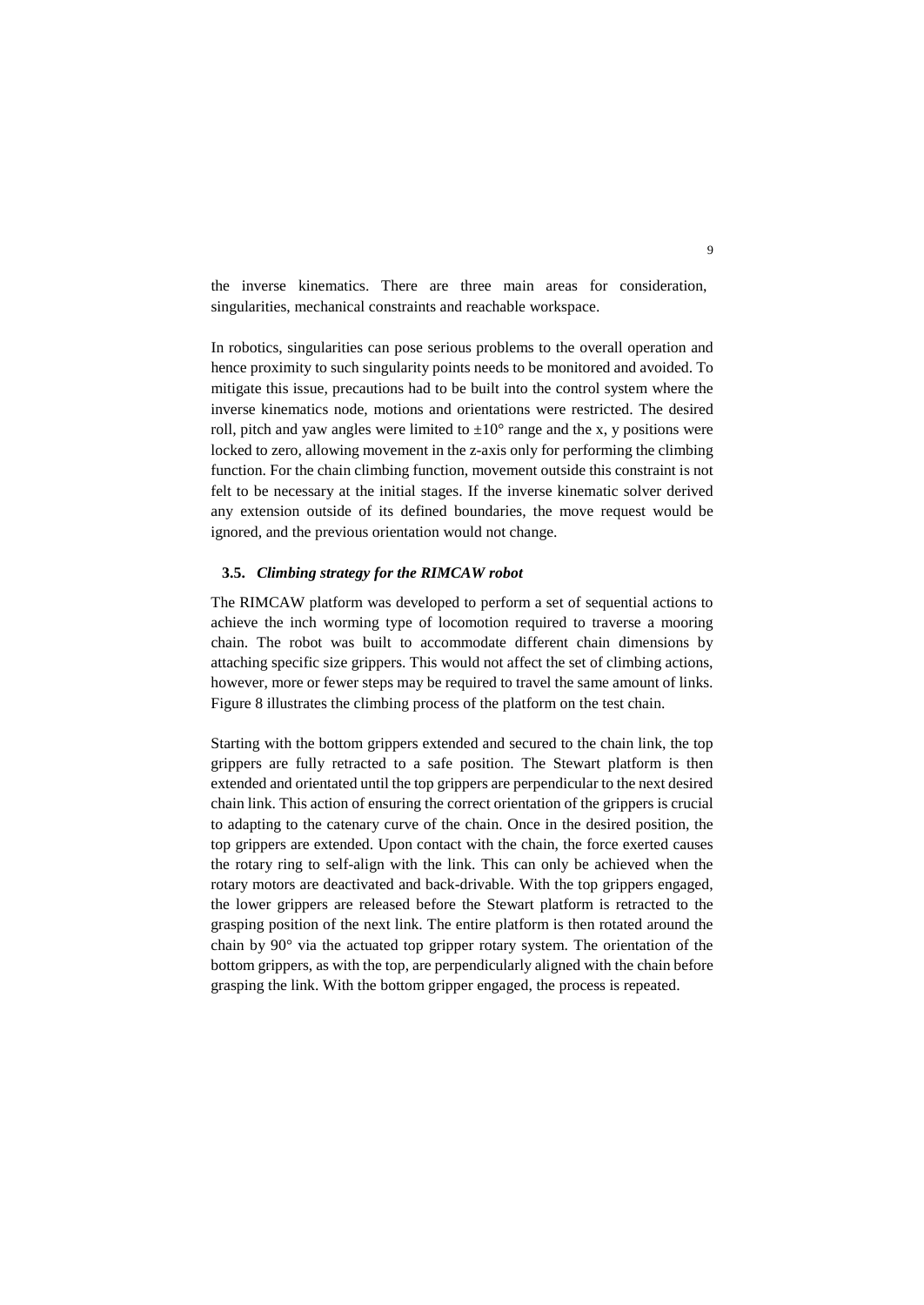the inverse kinematics. There are three main areas for consideration, singularities, mechanical constraints and reachable workspace.

In robotics, singularities can pose serious problems to the overall operation and hence proximity to such singularity points needs to be monitored and avoided. To mitigate this issue, precautions had to be built into the control system where the inverse kinematics node, motions and orientations were restricted. The desired roll, pitch and yaw angles were limited to $\pm 10°$ range and the x, y positions were locked to zero, allowing movement in the z-axis only for performing the climbing function. For the chain climbing function, movement outside this constraint is not felt to be necessary at the initial stages. If the inverse kinematic solver derived any extension outside of its defined boundaries, the move request would be ignored, and the previous orientation would not change.

### 3.5. *Climbing strategy for the RIMCAW robot*

The RIMCAW platform was developed to perform a set of sequential actions to achieve the inch worming type of locomotion required to traverse a mooring chain. The robot was built to accommodate different chain dimensions by attaching specific size grippers. This would not affect the set of climbing actions, however, more or fewer steps may be required to travel the same amount of links. Figure 8 illustrates the climbing process of the platform on the test chain.

Starting with the bottom grippers extended and secured to the chain link, the top grippers are fully retracted to a safe position. The Stewart platform is then extended and orientated until the top grippers are perpendicular to the next desired chain link. This action of ensuring the correct orientation of the grippers is crucial to adapting to the catenary curve of the chain. Once in the desired position, the top grippers are extended. Upon contact with the chain, the force exerted causes the rotary ring to self-align with the link. This can only be achieved when the rotary motors are deactivated and back-drivable. With the top grippers engaged, the lower grippers are released before the Stewart platform is retracted to the grasping position of the next link. The entire platform is then rotated around the chain by 90° via the actuated top gripper rotary system. The orientation of the bottom grippers, as with the top, are perpendicularly aligned with the chain before grasping the link. With the bottom gripper engaged, the process is repeated.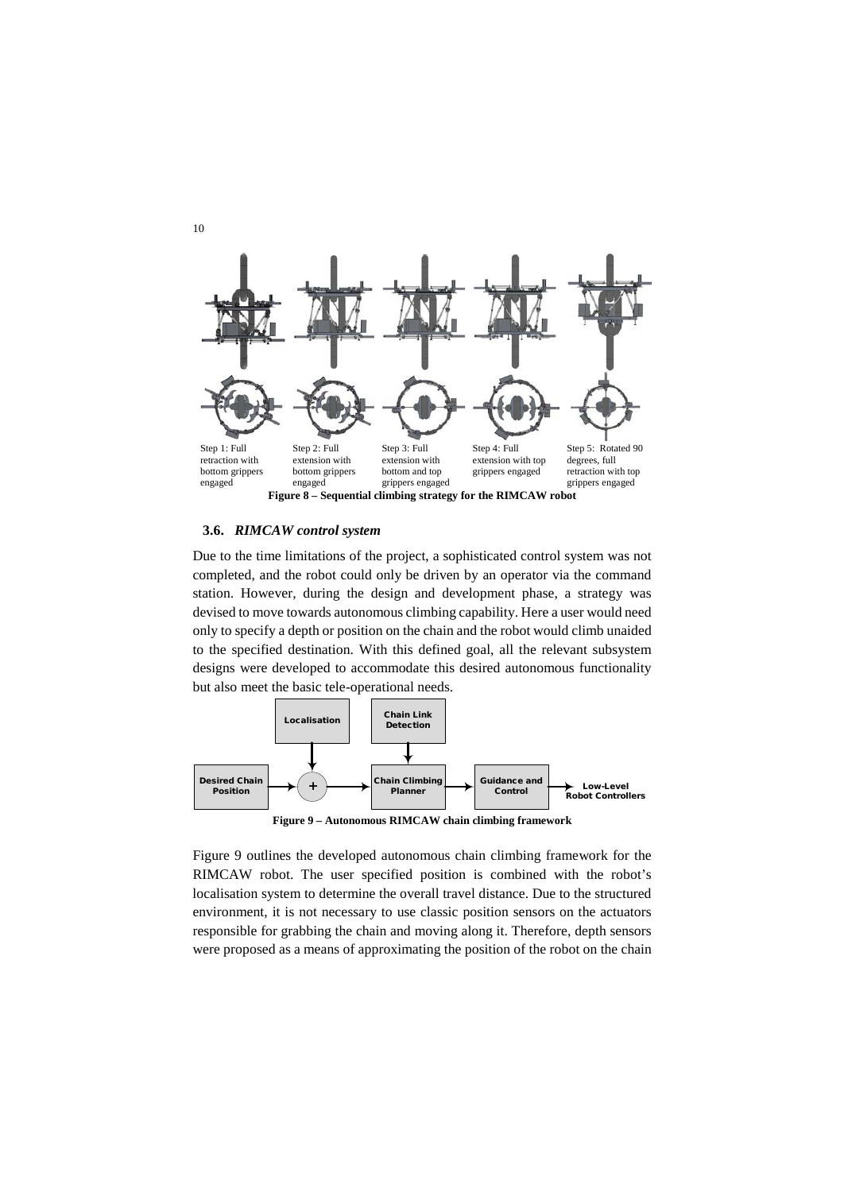Step 1: Full retraction with bottom grippers engaged

Step 2: Full extension with bottom grippers engaged

Step 3: Full extension with bottom and top grippers engaged

Step 4: Full extension with top grippers engaged

Step 5: Rotated 90 degrees, full retraction with top grippers engaged

**Figure 8 – Sequential climbing strategy for the RIMCAW robot**

### 3.6. *RIMCAW control system*

Due to the time limitations of the project, a sophisticated control system was not completed, and the robot could only be driven by an operator via the command station. However, during the design and development phase, a strategy was devised to move towards autonomous climbing capability. Here a user would need only to specify a depth or position on the chain and the robot would climb unaided to the specified destination. With this defined goal, all the relevant subsystem designs were developed to accommodate this desired autonomous functionality but also meet the basic tele-operational needs.

Localisation

Chain Link Detection

Desired Chain Position → + → Chain Climbing Planner → Guidance and Control → Low-Level Robot Controllers

**Figure 9 – Autonomous RIMCAW chain climbing framework**

Figure 9 outlines the developed autonomous chain climbing framework for the RIMCAW robot. The user specified position is combined with the robot's localisation system to determine the overall travel distance. Due to the structured environment, it is not necessary to use classic position sensors on the actuators responsible for grabbing the chain and moving along it. Therefore, depth sensors were proposed as a means of approximating the position of the robot on the chain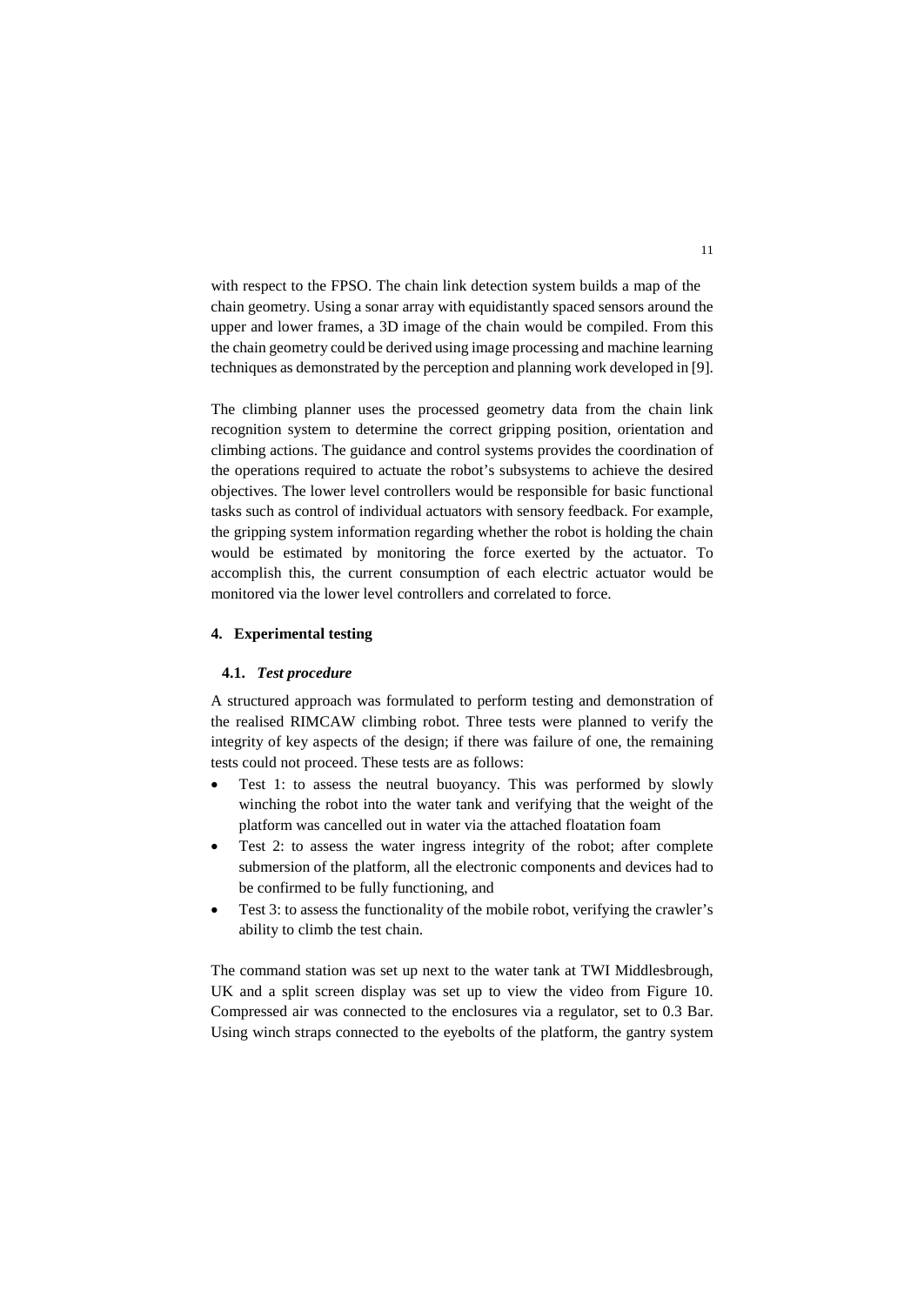with respect to the FPSO. The chain link detection system builds a map of the chain geometry. Using a sonar array with equidistantly spaced sensors around the upper and lower frames, a 3D image of the chain would be compiled. From this the chain geometry could be derived using image processing and machine learning techniques as demonstrated by the perception and planning work developed in [9].

The climbing planner uses the processed geometry data from the chain link recognition system to determine the correct gripping position, orientation and climbing actions. The guidance and control systems provides the coordination of the operations required to actuate the robot's subsystems to achieve the desired objectives. The lower level controllers would be responsible for basic functional tasks such as control of individual actuators with sensory feedback. For example, the gripping system information regarding whether the robot is holding the chain would be estimated by monitoring the force exerted by the actuator. To accomplish this, the current consumption of each electric actuator would be monitored via the lower level controllers and correlated to force.

## 4. Experimental testing

### 4.1. *Test procedure*

A structured approach was formulated to perform testing and demonstration of the realised RIMCAW climbing robot. Three tests were planned to verify the integrity of key aspects of the design; if there was failure of one, the remaining tests could not proceed. These tests are as follows:

- Test 1: to assess the neutral buoyancy. This was performed by slowly winching the robot into the water tank and verifying that the weight of the platform was cancelled out in water via the attached floatation foam
- Test 2: to assess the water ingress integrity of the robot; after complete submersion of the platform, all the electronic components and devices had to be confirmed to be fully functioning, and
- Test 3: to assess the functionality of the mobile robot, verifying the crawler's ability to climb the test chain.

The command station was set up next to the water tank at TWI Middlesbrough, UK and a split screen display was set up to view the video from Figure 10. Compressed air was connected to the enclosures via a regulator, set to 0.3 Bar. Using winch straps connected to the eyebolts of the platform, the gantry system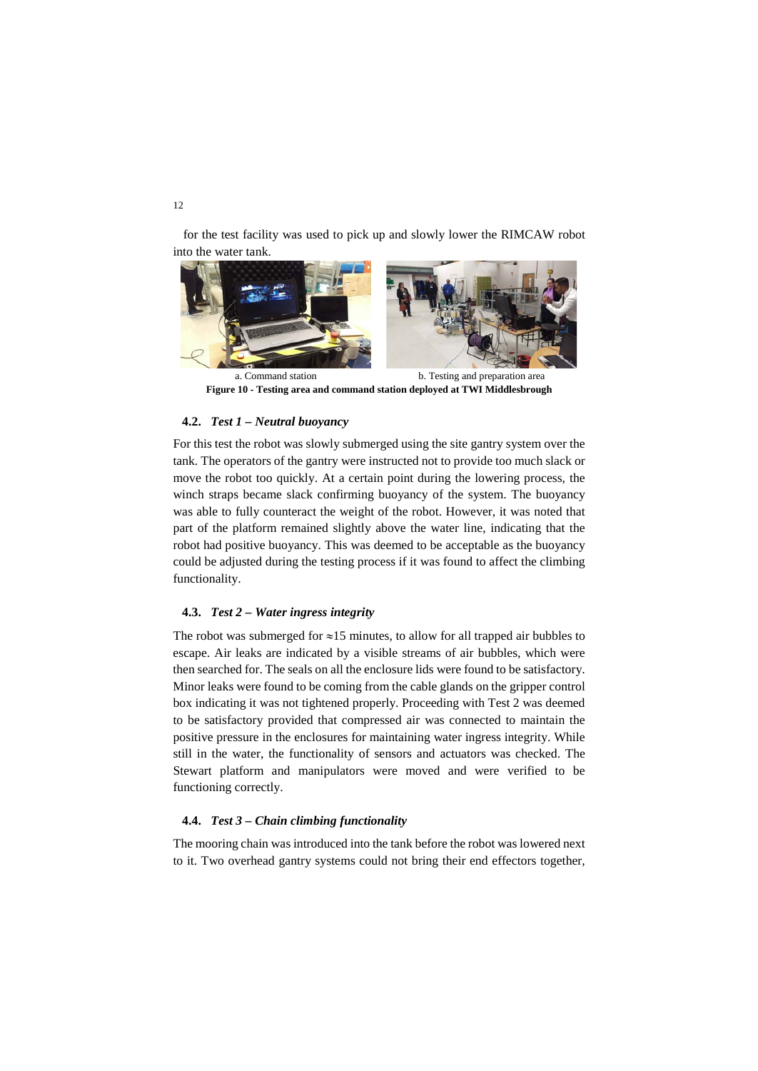for the test facility was used to pick up and slowly lower the RIMCAW robot into the water tank.

a. Command station

b. Testing and preparation area

**Figure 10 - Testing area and command station deployed at TWI Middlesbrough**

### 4.2. *Test 1 – Neutral buoyancy*

For this test the robot was slowly submerged using the site gantry system over the tank. The operators of the gantry were instructed not to provide too much slack or move the robot too quickly. At a certain point during the lowering process, the winch straps became slack confirming buoyancy of the system. The buoyancy was able to fully counteract the weight of the robot. However, it was noted that part of the platform remained slightly above the water line, indicating that the robot had positive buoyancy. This was deemed to be acceptable as the buoyancy could be adjusted during the testing process if it was found to affect the climbing functionality.

### 4.3. *Test 2 – Water ingress integrity*

The robot was submerged for ≈15 minutes, to allow for all trapped air bubbles to escape. Air leaks are indicated by a visible streams of air bubbles, which were then searched for. The seals on all the enclosure lids were found to be satisfactory. Minor leaks were found to be coming from the cable glands on the gripper control box indicating it was not tightened properly. Proceeding with Test 2 was deemed to be satisfactory provided that compressed air was connected to maintain the positive pressure in the enclosures for maintaining water ingress integrity. While still in the water, the functionality of sensors and actuators was checked. The Stewart platform and manipulators were moved and were verified to be functioning correctly.

### 4.4. *Test 3 – Chain climbing functionality*

The mooring chain was introduced into the tank before the robot was lowered next to it. Two overhead gantry systems could not bring their end effectors together,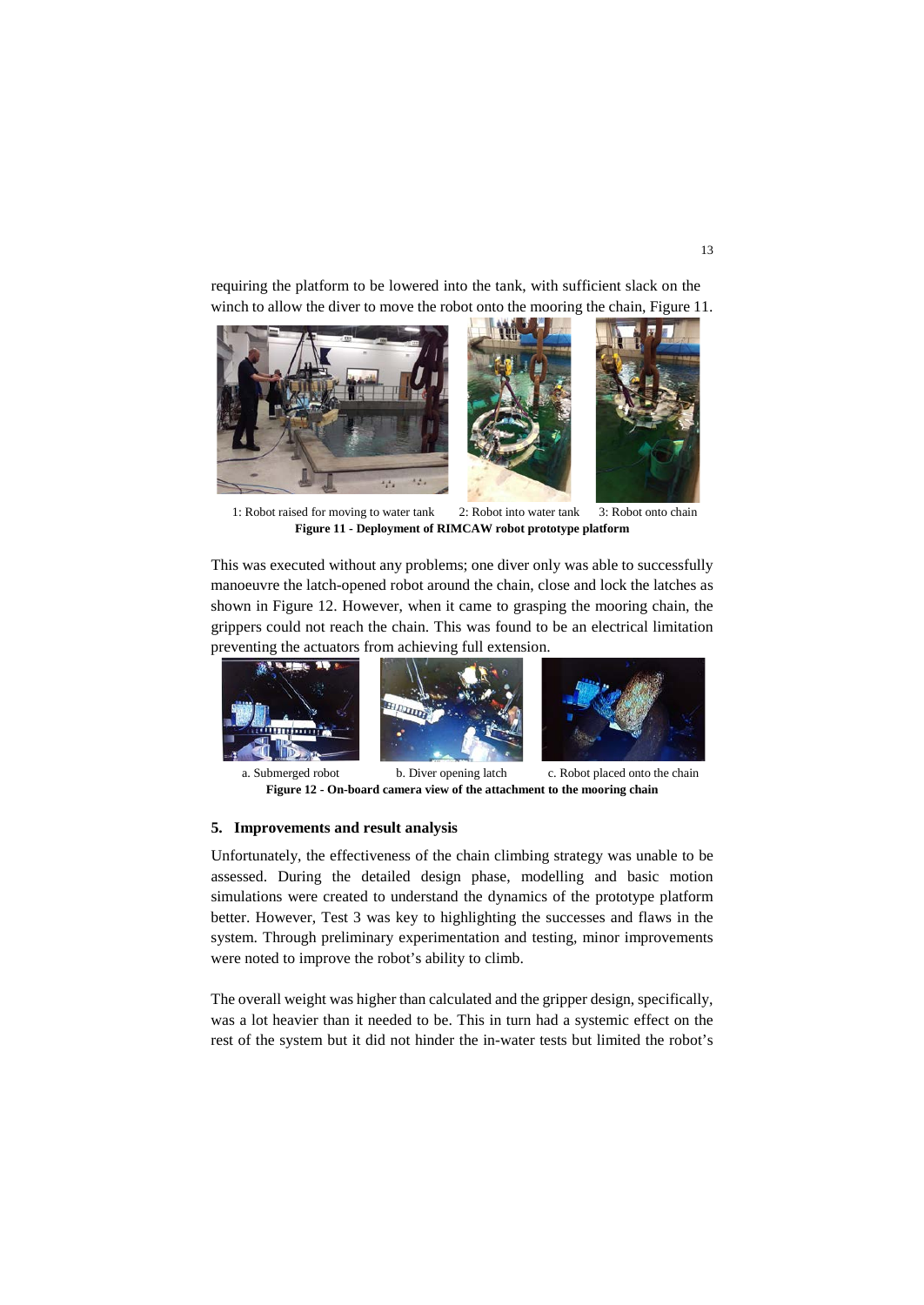requiring the platform to be lowered into the tank, with sufficient slack on the winch to allow the diver to move the robot onto the mooring the chain, Figure 11.

1: Robot raised for moving to water tank 2: Robot into water tank 3: Robot onto chain

**Figure 11 - Deployment of RIMCAW robot prototype platform**

This was executed without any problems; one diver only was able to successfully manoeuvre the latch-opened robot around the chain, close and lock the latches as shown in Figure 12. However, when it came to grasping the mooring chain, the grippers could not reach the chain. This was found to be an electrical limitation preventing the actuators from achieving full extension.

a. Submerged robot b. Diver opening latch c. Robot placed onto the chain

**Figure 12 - On-board camera view of the attachment to the mooring chain**

## 5. Improvements and result analysis

Unfortunately, the effectiveness of the chain climbing strategy was unable to be assessed. During the detailed design phase, modelling and basic motion simulations were created to understand the dynamics of the prototype platform better. However, Test 3 was key to highlighting the successes and flaws in the system. Through preliminary experimentation and testing, minor improvements were noted to improve the robot's ability to climb.

The overall weight was higher than calculated and the gripper design, specifically, was a lot heavier than it needed to be. This in turn had a systemic effect on the rest of the system but it did not hinder the in-water tests but limited the robot's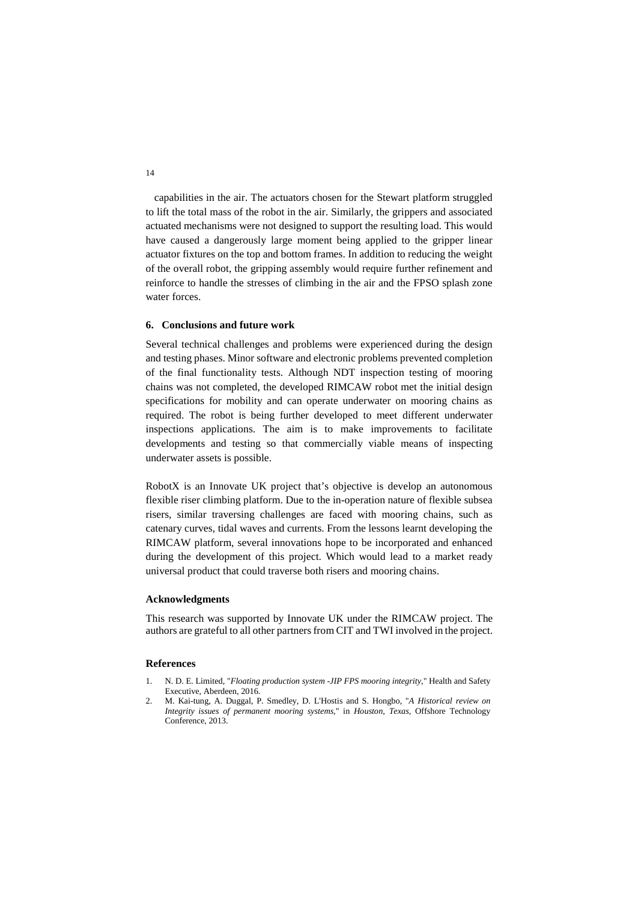capabilities in the air. The actuators chosen for the Stewart platform struggled to lift the total mass of the robot in the air. Similarly, the grippers and associated actuated mechanisms were not designed to support the resulting load. This would have caused a dangerously large moment being applied to the gripper linear actuator fixtures on the top and bottom frames. In addition to reducing the weight of the overall robot, the gripping assembly would require further refinement and reinforce to handle the stresses of climbing in the air and the FPSO splash zone water forces.

## 6. Conclusions and future work

Several technical challenges and problems were experienced during the design and testing phases. Minor software and electronic problems prevented completion of the final functionality tests. Although NDT inspection testing of mooring chains was not completed, the developed RIMCAW robot met the initial design specifications for mobility and can operate underwater on mooring chains as required. The robot is being further developed to meet different underwater inspections applications. The aim is to make improvements to facilitate developments and testing so that commercially viable means of inspecting underwater assets is possible.

RobotX is an Innovate UK project that's objective is develop an autonomous flexible riser climbing platform. Due to the in-operation nature of flexible subsea risers, similar traversing challenges are faced with mooring chains, such as catenary curves, tidal waves and currents. From the lessons learnt developing the RIMCAW platform, several innovations hope to be incorporated and enhanced during the development of this project. Which would lead to a market ready universal product that could traverse both risers and mooring chains.

## Acknowledgments

This research was supported by Innovate UK under the RIMCAW project. The authors are grateful to all other partners from CIT and TWI involved in the project.

## References

1. N. D. E. Limited, "*Floating production system -JIP FPS mooring integrity*," Health and Safety Executive, Aberdeen, 2016.
2. M. Kai-tung, A. Duggal, P. Smedley, D. L'Hostis and S. Hongbo, "*A Historical review on Integrity issues of permanent mooring systems*," in *Houston, Texas*, Offshore Technology Conference, 2013.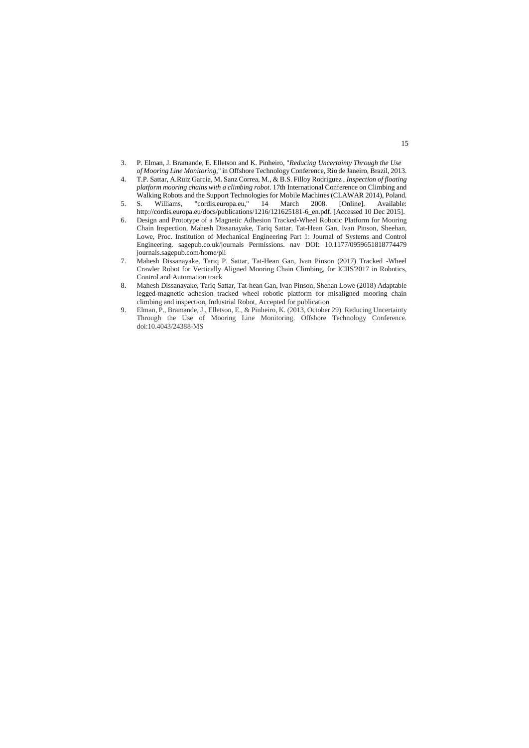3. P. Elman, J. Bramande, E. Elletson and K. Pinheiro, "*Reducing Uncertainty Through the Use of Mooring Line Monitoring*," in Offshore Technology Conference, Rio de Janeiro, Brazil, 2013.
4. T.P. Sattar, A.Ruiz Garcia, M. Sanz Correa, M., & B.S. Filloy Rodriguez , *Inspection of floating platform mooring chains with a climbing robot*. 17th International Conference on Climbing and Walking Robots and the Support Technologies for Mobile Machines (CLAWAR 2014), Poland.
5. S. Williams, "cordis.europa.eu," 14 March 2008. [Online]. Available: http://cordis.europa.eu/docs/publications/1216/121625181-6_en.pdf. [Accessed 10 Dec 2015].
6. Design and Prototype of a Magnetic Adhesion Tracked-Wheel Robotic Platform for Mooring Chain Inspection, Mahesh Dissanayake, Tariq Sattar, Tat-Hean Gan, Ivan Pinson, Sheehan, Lowe, Proc. Institution of Mechanical Engineering Part 1: Journal of Systems and Control Engineering. sagepub.co.uk/journals Permissions. nav DOI: 10.1177/0959651818774479 journals.sagepub.com/home/pii
7. Mahesh Dissanayake, Tariq P. Sattar, Tat-Hean Gan, Ivan Pinson (2017) Tracked -Wheel Crawler Robot for Vertically Aligned Mooring Chain Climbing, for ICIIS'2017 in Robotics, Control and Automation track
8. Mahesh Dissanayake, Tariq Sattar, Tat-hean Gan, Ivan Pinson, Shehan Lowe (2018) Adaptable legged-magnetic adhesion tracked wheel robotic platform for misaligned mooring chain climbing and inspection, Industrial Robot, Accepted for publication.
9. Elman, P., Bramande, J., Elletson, E., & Pinheiro, K. (2013, October 29). Reducing Uncertainty Through the Use of Mooring Line Monitoring. Offshore Technology Conference. doi:10.4043/24388-MS